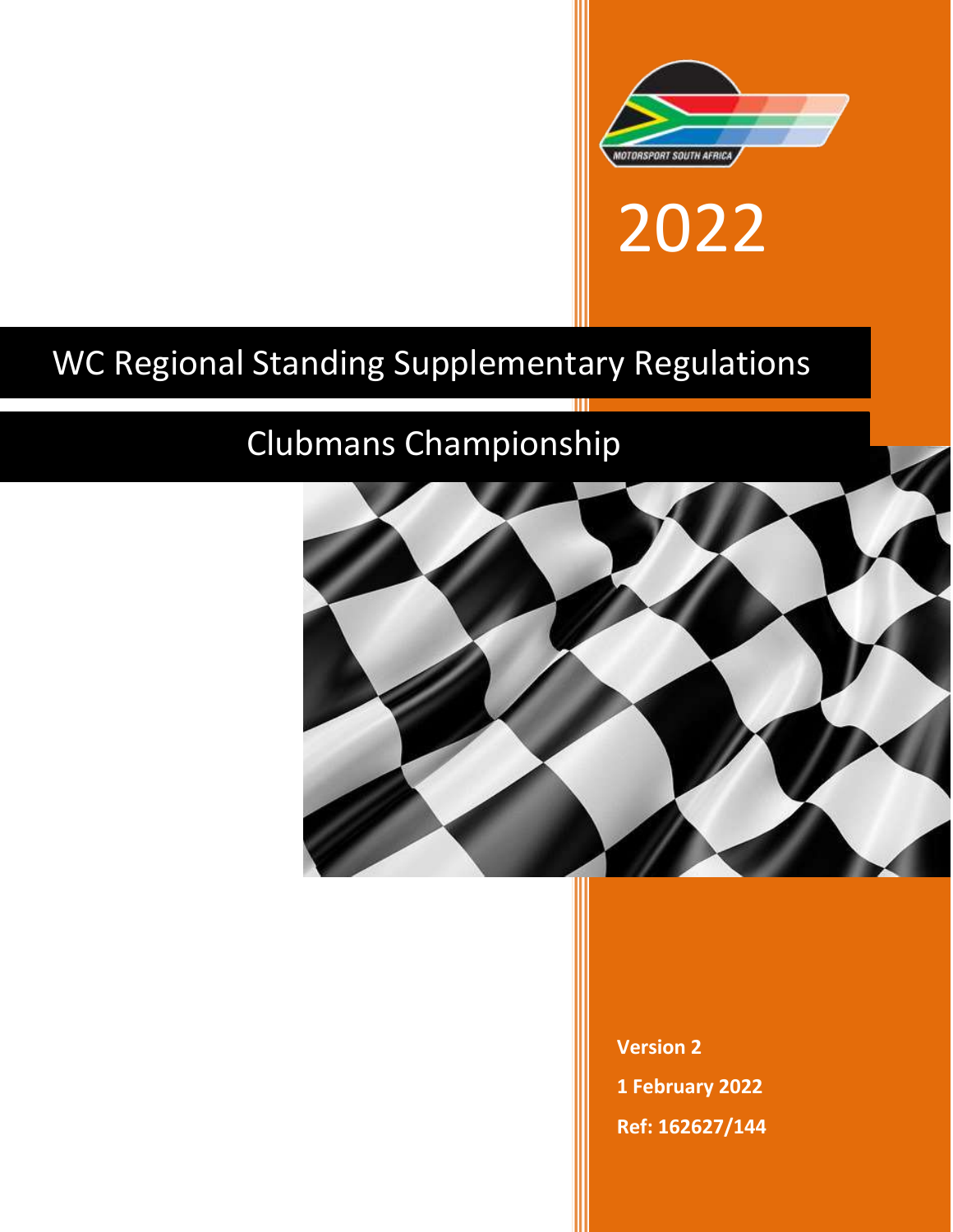MOTORSPORT SOUTH AFRICA

2022

# WC Regional Standing Supplementary Regulations

## Clubmans Championship

**Version 2**

**1 February 2022**

**Ref: 162627/144**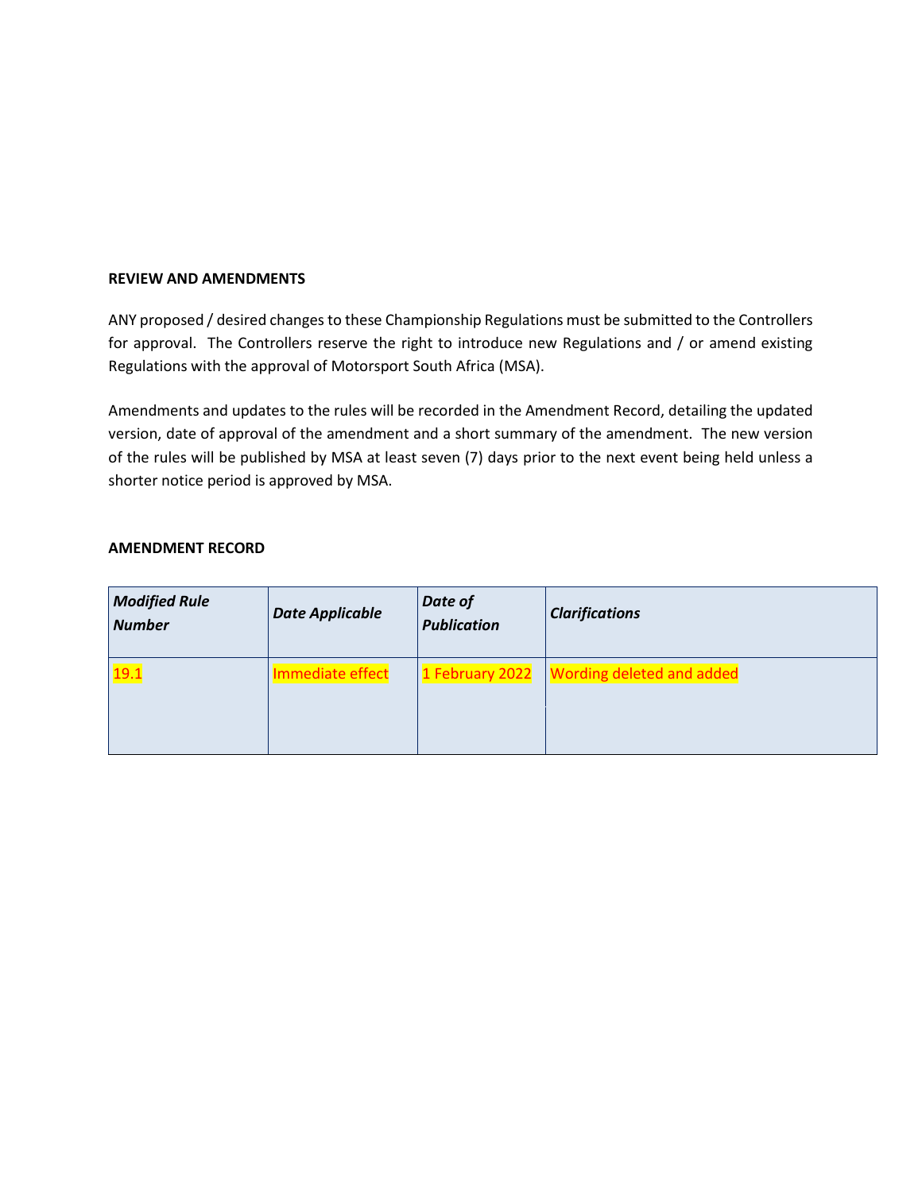**REVIEW AND AMENDMENTS**

ANY proposed / desired changes to these Championship Regulations must be submitted to the Controllers for approval. The Controllers reserve the right to introduce new Regulations and / or amend existing Regulations with the approval of Motorsport South Africa (MSA).

Amendments and updates to the rules will be recorded in the Amendment Record, detailing the updated version, date of approval of the amendment and a short summary of the amendment. The new version of the rules will be published by MSA at least seven (7) days prior to the next event being held unless a shorter notice period is approved by MSA.

**AMENDMENT RECORD**

| ***Modified Rule Number*** | ***Date Applicable*** | ***Date of Publication*** | ***Clarifications*** |
|---|---|---|---|
| 19.1 | Immediate effect | 1 February 2022 | Wording deleted and added |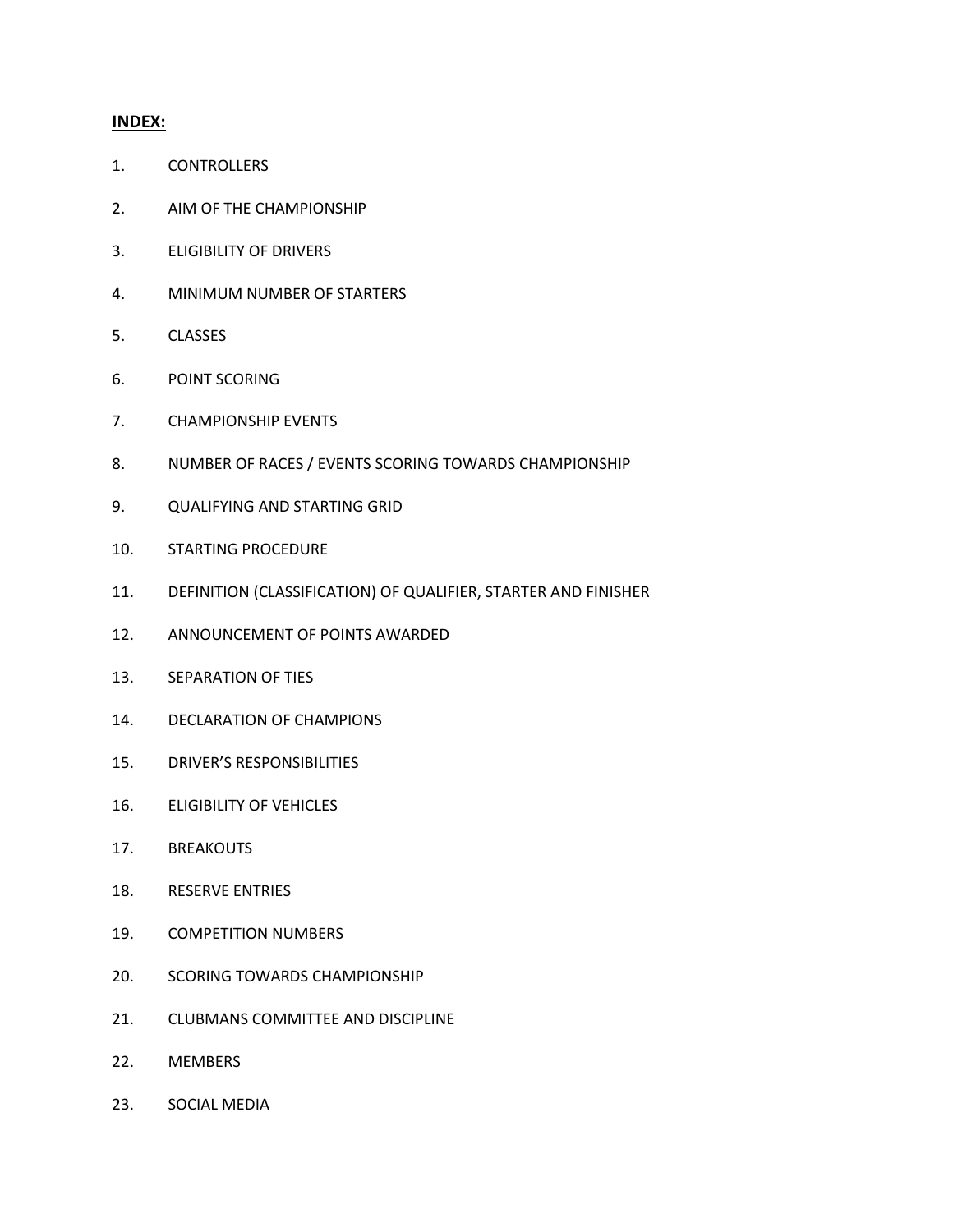**INDEX:**

1. CONTROLLERS
2. AIM OF THE CHAMPIONSHIP
3. ELIGIBILITY OF DRIVERS
4. MINIMUM NUMBER OF STARTERS
5. CLASSES
6. POINT SCORING
7. CHAMPIONSHIP EVENTS
8. NUMBER OF RACES / EVENTS SCORING TOWARDS CHAMPIONSHIP
9. QUALIFYING AND STARTING GRID
10. STARTING PROCEDURE
11. DEFINITION (CLASSIFICATION) OF QUALIFIER, STARTER AND FINISHER
12. ANNOUNCEMENT OF POINTS AWARDED
13. SEPARATION OF TIES
14. DECLARATION OF CHAMPIONS
15. DRIVER'S RESPONSIBILITIES
16. ELIGIBILITY OF VEHICLES
17. BREAKOUTS
18. RESERVE ENTRIES
19. COMPETITION NUMBERS
20. SCORING TOWARDS CHAMPIONSHIP
21. CLUBMANS COMMITTEE AND DISCIPLINE
22. MEMBERS
23. SOCIAL MEDIA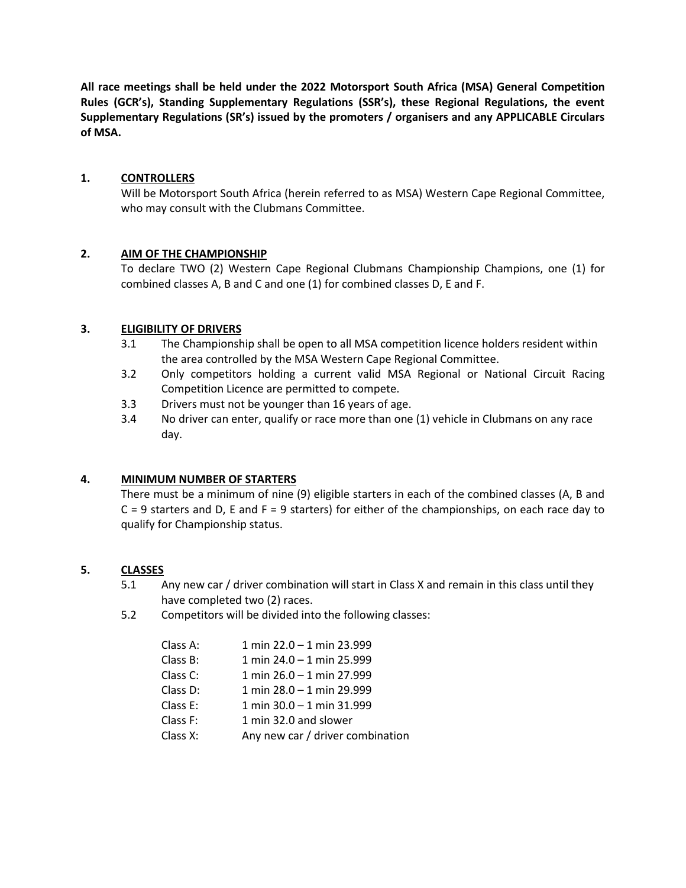**All race meetings shall be held under the 2022 Motorsport South Africa (MSA) General Competition Rules (GCR's), Standing Supplementary Regulations (SSR's), these Regional Regulations, the event Supplementary Regulations (SR's) issued by the promoters / organisers and any APPLICABLE Circulars of MSA.**

## 1. CONTROLLERS

Will be Motorsport South Africa (herein referred to as MSA) Western Cape Regional Committee, who may consult with the Clubmans Committee.

## 2. AIM OF THE CHAMPIONSHIP

To declare TWO (2) Western Cape Regional Clubmans Championship Champions, one (1) for combined classes A, B and C and one (1) for combined classes D, E and F.

## 3. ELIGIBILITY OF DRIVERS

3.1 The Championship shall be open to all MSA competition licence holders resident within the area controlled by the MSA Western Cape Regional Committee.

3.2 Only competitors holding a current valid MSA Regional or National Circuit Racing Competition Licence are permitted to compete.

3.3 Drivers must not be younger than 16 years of age.

3.4 No driver can enter, qualify or race more than one (1) vehicle in Clubmans on any race day.

## 4. MINIMUM NUMBER OF STARTERS

There must be a minimum of nine (9) eligible starters in each of the combined classes (A, B and C = 9 starters and D, E and F = 9 starters) for either of the championships, on each race day to qualify for Championship status.

## 5. CLASSES

5.1 Any new car / driver combination will start in Class X and remain in this class until they have completed two (2) races.

5.2 Competitors will be divided into the following classes:

| | |
|---|---|
| Class A: | 1 min 22.0 – 1 min 23.999 |
| Class B: | 1 min 24.0 – 1 min 25.999 |
| Class C: | 1 min 26.0 – 1 min 27.999 |
| Class D: | 1 min 28.0 – 1 min 29.999 |
| Class E: | 1 min 30.0 – 1 min 31.999 |
| Class F: | 1 min 32.0 and slower |
| Class X: | Any new car / driver combination |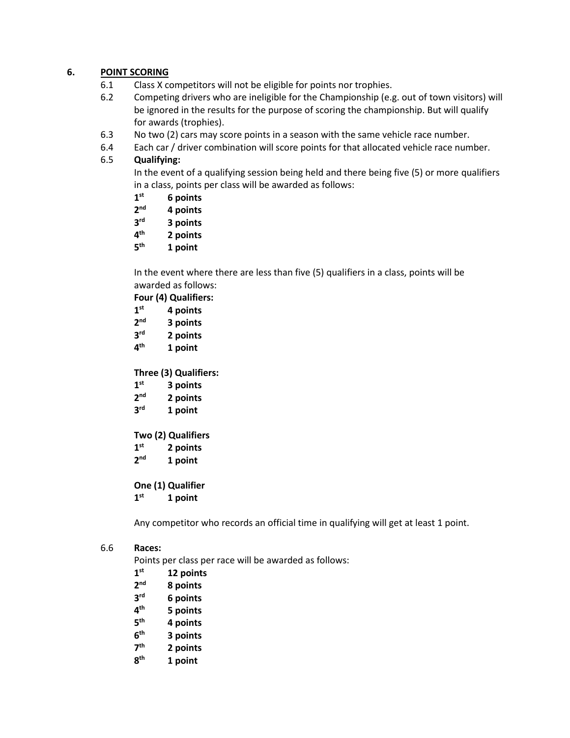## 6. POINT SCORING

6.1 Class X competitors will not be eligible for points nor trophies.

6.2 Competing drivers who are ineligible for the Championship (e.g. out of town visitors) will be ignored in the results for the purpose of scoring the championship. But will qualify for awards (trophies).

6.3 No two (2) cars may score points in a season with the same vehicle race number.

6.4 Each car / driver combination will score points for that allocated vehicle race number.

6.5 **Qualifying:**

In the event of a qualifying session being held and there being five (5) or more qualifiers in a class, points per class will be awarded as follows:

**1st 6 points**
**2nd 4 points**
**3rd 3 points**
**4th 2 points**
**5th 1 point**

In the event where there are less than five (5) qualifiers in a class, points will be awarded as follows:

**Four (4) Qualifiers:**
**1st 4 points**
**2nd 3 points**
**3rd 2 points**
**4th 1 point**

**Three (3) Qualifiers:**
**1st 3 points**
**2nd 2 points**
**3rd 1 point**

**Two (2) Qualifiers**
**1st 2 points**
**2nd 1 point**

**One (1) Qualifier**
**1st 1 point**

Any competitor who records an official time in qualifying will get at least 1 point.

6.6 **Races:**

Points per class per race will be awarded as follows:

**1st 12 points**
**2nd 8 points**
**3rd 6 points**
**4th 5 points**
**5th 4 points**
**6th 3 points**
**7th 2 points**
**8th 1 point**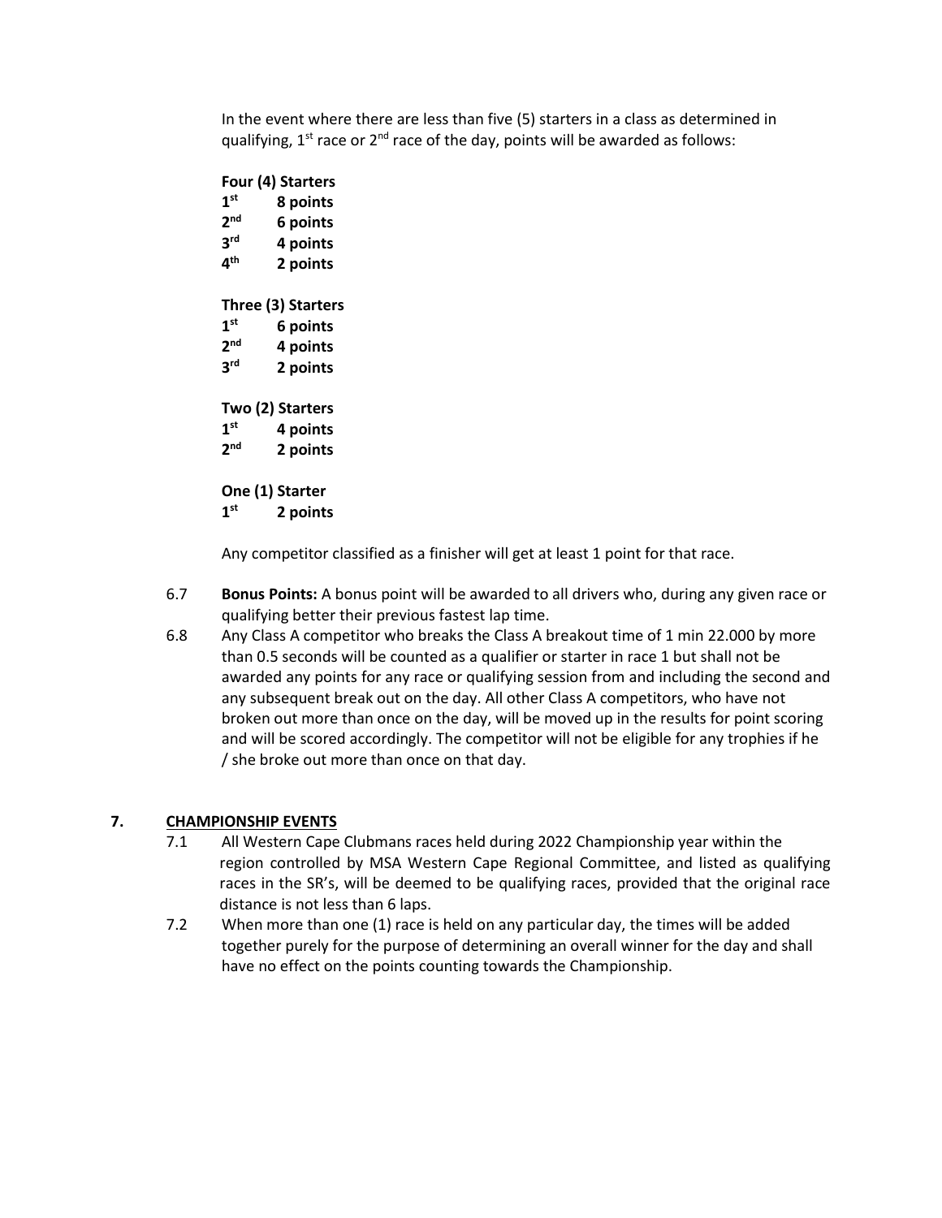In the event where there are less than five (5) starters in a class as determined in qualifying, 1st race or 2nd race of the day, points will be awarded as follows:

**Four (4) Starters**
**1st 8 points**
**2nd 6 points**
**3rd 4 points**
**4th 2 points**

**Three (3) Starters**
**1st 6 points**
**2nd 4 points**
**3rd 2 points**

**Two (2) Starters**
**1st 4 points**
**2nd 2 points**

**One (1) Starter**
**1st 2 points**

Any competitor classified as a finisher will get at least 1 point for that race.

6.7 **Bonus Points:** A bonus point will be awarded to all drivers who, during any given race or qualifying better their previous fastest lap time.

6.8 Any Class A competitor who breaks the Class A breakout time of 1 min 22.000 by more than 0.5 seconds will be counted as a qualifier or starter in race 1 but shall not be awarded any points for any race or qualifying session from and including the second and any subsequent break out on the day. All other Class A competitors, who have not broken out more than once on the day, will be moved up in the results for point scoring and will be scored accordingly. The competitor will not be eligible for any trophies if he / she broke out more than once on that day.

## 7. CHAMPIONSHIP EVENTS

7.1 All Western Cape Clubmans races held during 2022 Championship year within the region controlled by MSA Western Cape Regional Committee, and listed as qualifying races in the SR's, will be deemed to be qualifying races, provided that the original race distance is not less than 6 laps.

7.2 When more than one (1) race is held on any particular day, the times will be added together purely for the purpose of determining an overall winner for the day and shall have no effect on the points counting towards the Championship.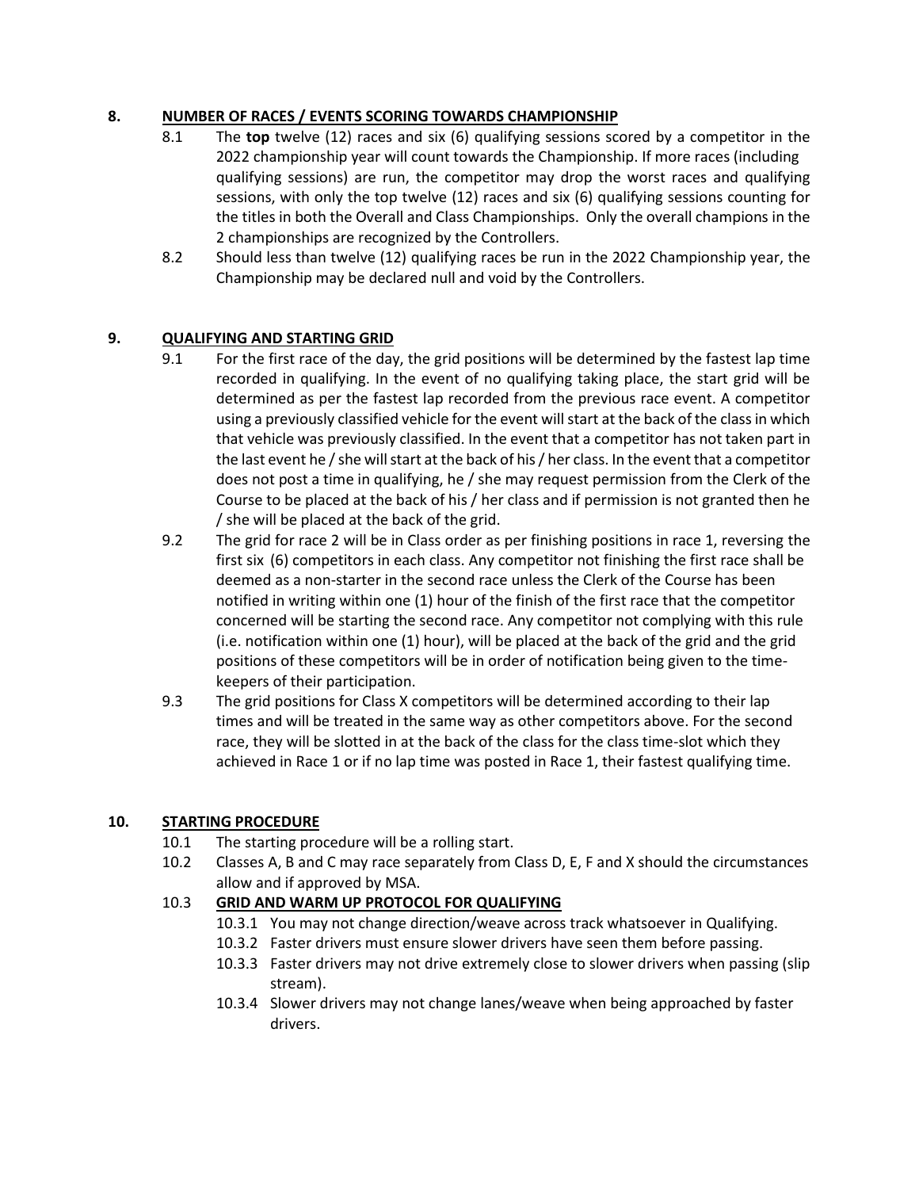## 8. NUMBER OF RACES / EVENTS SCORING TOWARDS CHAMPIONSHIP

8.1 The **top** twelve (12) races and six (6) qualifying sessions scored by a competitor in the 2022 championship year will count towards the Championship. If more races (including qualifying sessions) are run, the competitor may drop the worst races and qualifying sessions, with only the top twelve (12) races and six (6) qualifying sessions counting for the titles in both the Overall and Class Championships. Only the overall champions in the 2 championships are recognized by the Controllers.

8.2 Should less than twelve (12) qualifying races be run in the 2022 Championship year, the Championship may be declared null and void by the Controllers.

## 9. QUALIFYING AND STARTING GRID

9.1 For the first race of the day, the grid positions will be determined by the fastest lap time recorded in qualifying. In the event of no qualifying taking place, the start grid will be determined as per the fastest lap recorded from the previous race event. A competitor using a previously classified vehicle for the event will start at the back of the class in which that vehicle was previously classified. In the event that a competitor has not taken part in the last event he / she will start at the back of his / her class. In the event that a competitor does not post a time in qualifying, he / she may request permission from the Clerk of the Course to be placed at the back of his / her class and if permission is not granted then he / she will be placed at the back of the grid.

9.2 The grid for race 2 will be in Class order as per finishing positions in race 1, reversing the first six (6) competitors in each class. Any competitor not finishing the first race shall be deemed as a non-starter in the second race unless the Clerk of the Course has been notified in writing within one (1) hour of the finish of the first race that the competitor concerned will be starting the second race. Any competitor not complying with this rule (i.e. notification within one (1) hour), will be placed at the back of the grid and the grid positions of these competitors will be in order of notification being given to the time-keepers of their participation.

9.3 The grid positions for Class X competitors will be determined according to their lap times and will be treated in the same way as other competitors above. For the second race, they will be slotted in at the back of the class for the class time-slot which they achieved in Race 1 or if no lap time was posted in Race 1, their fastest qualifying time.

## 10. STARTING PROCEDURE

10.1 The starting procedure will be a rolling start.

10.2 Classes A, B and C may race separately from Class D, E, F and X should the circumstances allow and if approved by MSA.

10.3 **GRID AND WARM UP PROTOCOL FOR QUALIFYING**

- 10.3.1 You may not change direction/weave across track whatsoever in Qualifying.
- 10.3.2 Faster drivers must ensure slower drivers have seen them before passing.
- 10.3.3 Faster drivers may not drive extremely close to slower drivers when passing (slip stream).
- 10.3.4 Slower drivers may not change lanes/weave when being approached by faster drivers.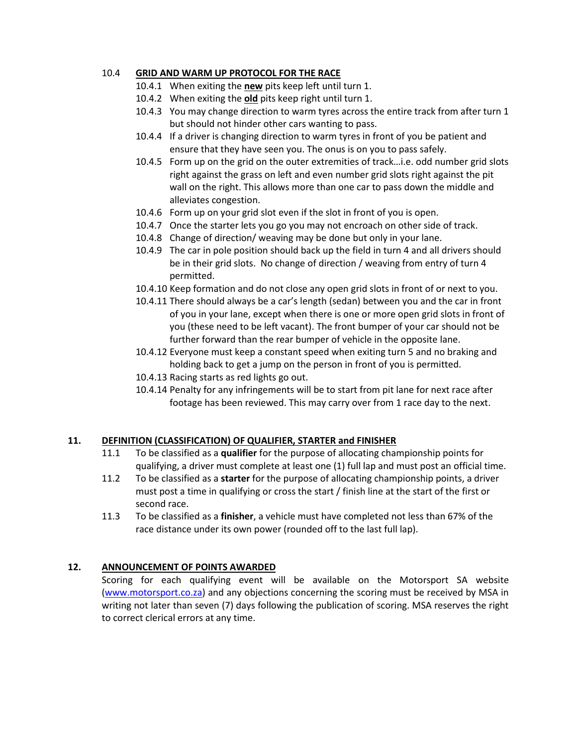### 10.4 GRID AND WARM UP PROTOCOL FOR THE RACE

10.4.1 When exiting the **new** pits keep left until turn 1.

10.4.2 When exiting the **old** pits keep right until turn 1.

10.4.3 You may change direction to warm tyres across the entire track from after turn 1 but should not hinder other cars wanting to pass.

10.4.4 If a driver is changing direction to warm tyres in front of you be patient and ensure that they have seen you. The onus is on you to pass safely.

10.4.5 Form up on the grid on the outer extremities of track…i.e. odd number grid slots right against the grass on left and even number grid slots right against the pit wall on the right. This allows more than one car to pass down the middle and alleviates congestion.

10.4.6 Form up on your grid slot even if the slot in front of you is open.

10.4.7 Once the starter lets you go you may not encroach on other side of track.

10.4.8 Change of direction/ weaving may be done but only in your lane.

10.4.9 The car in pole position should back up the field in turn 4 and all drivers should be in their grid slots. No change of direction / weaving from entry of turn 4 permitted.

10.4.10 Keep formation and do not close any open grid slots in front of or next to you.

10.4.11 There should always be a car's length (sedan) between you and the car in front of you in your lane, except when there is one or more open grid slots in front of you (these need to be left vacant). The front bumper of your car should not be further forward than the rear bumper of vehicle in the opposite lane.

10.4.12 Everyone must keep a constant speed when exiting turn 5 and no braking and holding back to get a jump on the person in front of you is permitted.

10.4.13 Racing starts as red lights go out.

10.4.14 Penalty for any infringements will be to start from pit lane for next race after footage has been reviewed. This may carry over from 1 race day to the next.

## 11. DEFINITION (CLASSIFICATION) OF QUALIFIER, STARTER and FINISHER

11.1 To be classified as a **qualifier** for the purpose of allocating championship points for qualifying, a driver must complete at least one (1) full lap and must post an official time.

11.2 To be classified as a **starter** for the purpose of allocating championship points, a driver must post a time in qualifying or cross the start / finish line at the start of the first or second race.

11.3 To be classified as a **finisher**, a vehicle must have completed not less than 67% of the race distance under its own power (rounded off to the last full lap).

## 12. ANNOUNCEMENT OF POINTS AWARDED

Scoring for each qualifying event will be available on the Motorsport SA website (www.motorsport.co.za) and any objections concerning the scoring must be received by MSA in writing not later than seven (7) days following the publication of scoring. MSA reserves the right to correct clerical errors at any time.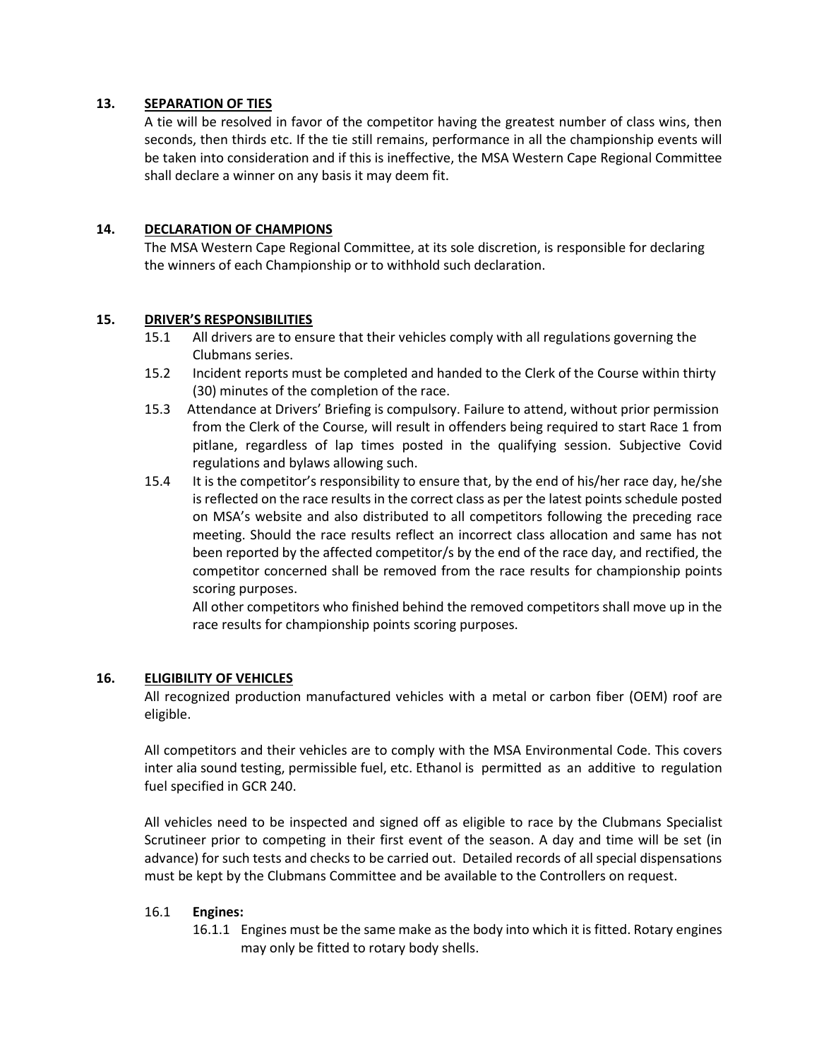## 13. SEPARATION OF TIES

A tie will be resolved in favor of the competitor having the greatest number of class wins, then seconds, then thirds etc. If the tie still remains, performance in all the championship events will be taken into consideration and if this is ineffective, the MSA Western Cape Regional Committee shall declare a winner on any basis it may deem fit.

## 14. DECLARATION OF CHAMPIONS

The MSA Western Cape Regional Committee, at its sole discretion, is responsible for declaring the winners of each Championship or to withhold such declaration.

## 15. DRIVER'S RESPONSIBILITIES

15.1 All drivers are to ensure that their vehicles comply with all regulations governing the Clubmans series.

15.2 Incident reports must be completed and handed to the Clerk of the Course within thirty (30) minutes of the completion of the race.

15.3 Attendance at Drivers' Briefing is compulsory. Failure to attend, without prior permission from the Clerk of the Course, will result in offenders being required to start Race 1 from pitlane, regardless of lap times posted in the qualifying session. Subjective Covid regulations and bylaws allowing such.

15.4 It is the competitor's responsibility to ensure that, by the end of his/her race day, he/she is reflected on the race results in the correct class as per the latest points schedule posted on MSA's website and also distributed to all competitors following the preceding race meeting. Should the race results reflect an incorrect class allocation and same has not been reported by the affected competitor/s by the end of the race day, and rectified, the competitor concerned shall be removed from the race results for championship points scoring purposes.

All other competitors who finished behind the removed competitors shall move up in the race results for championship points scoring purposes.

## 16. ELIGIBILITY OF VEHICLES

All recognized production manufactured vehicles with a metal or carbon fiber (OEM) roof are eligible.

All competitors and their vehicles are to comply with the MSA Environmental Code. This covers inter alia sound testing, permissible fuel, etc. Ethanol is permitted as an additive to regulation fuel specified in GCR 240.

All vehicles need to be inspected and signed off as eligible to race by the Clubmans Specialist Scrutineer prior to competing in their first event of the season. A day and time will be set (in advance) for such tests and checks to be carried out. Detailed records of all special dispensations must be kept by the Clubmans Committee and be available to the Controllers on request.

### 16.1 Engines:

16.1.1 Engines must be the same make as the body into which it is fitted. Rotary engines may only be fitted to rotary body shells.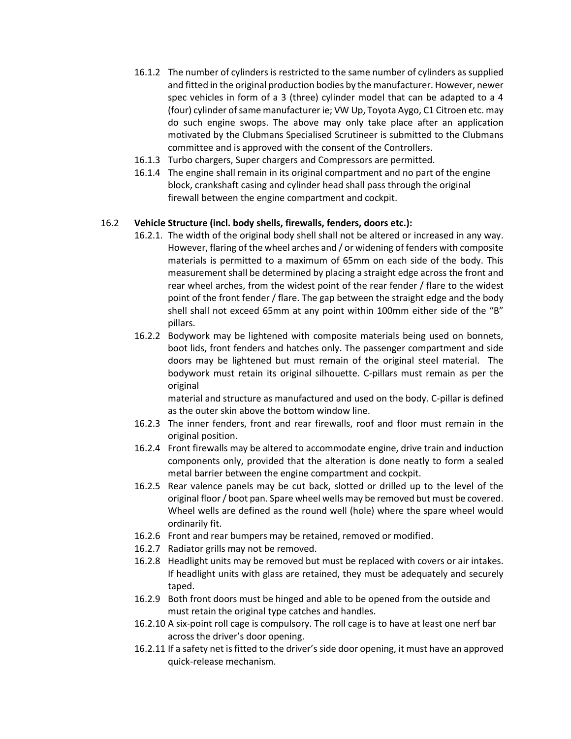16.1.2 The number of cylinders is restricted to the same number of cylinders as supplied and fitted in the original production bodies by the manufacturer. However, newer spec vehicles in form of a 3 (three) cylinder model that can be adapted to a 4 (four) cylinder of same manufacturer ie; VW Up, Toyota Aygo, C1 Citroen etc. may do such engine swops. The above may only take place after an application motivated by the Clubmans Specialised Scrutineer is submitted to the Clubmans committee and is approved with the consent of the Controllers.

16.1.3 Turbo chargers, Super chargers and Compressors are permitted.

16.1.4 The engine shall remain in its original compartment and no part of the engine block, crankshaft casing and cylinder head shall pass through the original firewall between the engine compartment and cockpit.

16.2 **Vehicle Structure (incl. body shells, firewalls, fenders, doors etc.):**

16.2.1. The width of the original body shell shall not be altered or increased in any way. However, flaring of the wheel arches and / or widening of fenders with composite materials is permitted to a maximum of 65mm on each side of the body. This measurement shall be determined by placing a straight edge across the front and rear wheel arches, from the widest point of the rear fender / flare to the widest point of the front fender / flare. The gap between the straight edge and the body shell shall not exceed 65mm at any point within 100mm either side of the "B" pillars.

16.2.2 Bodywork may be lightened with composite materials being used on bonnets, boot lids, front fenders and hatches only. The passenger compartment and side doors may be lightened but must remain of the original steel material. The bodywork must retain its original silhouette. C-pillars must remain as per the original material and structure as manufactured and used on the body. C-pillar is defined as the outer skin above the bottom window line.

16.2.3 The inner fenders, front and rear firewalls, roof and floor must remain in the original position.

16.2.4 Front firewalls may be altered to accommodate engine, drive train and induction components only, provided that the alteration is done neatly to form a sealed metal barrier between the engine compartment and cockpit.

16.2.5 Rear valence panels may be cut back, slotted or drilled up to the level of the original floor / boot pan. Spare wheel wells may be removed but must be covered. Wheel wells are defined as the round well (hole) where the spare wheel would ordinarily fit.

16.2.6 Front and rear bumpers may be retained, removed or modified.

16.2.7 Radiator grills may not be removed.

16.2.8 Headlight units may be removed but must be replaced with covers or air intakes. If headlight units with glass are retained, they must be adequately and securely taped.

16.2.9 Both front doors must be hinged and able to be opened from the outside and must retain the original type catches and handles.

16.2.10 A six-point roll cage is compulsory. The roll cage is to have at least one nerf bar across the driver's door opening.

16.2.11 If a safety net is fitted to the driver's side door opening, it must have an approved quick-release mechanism.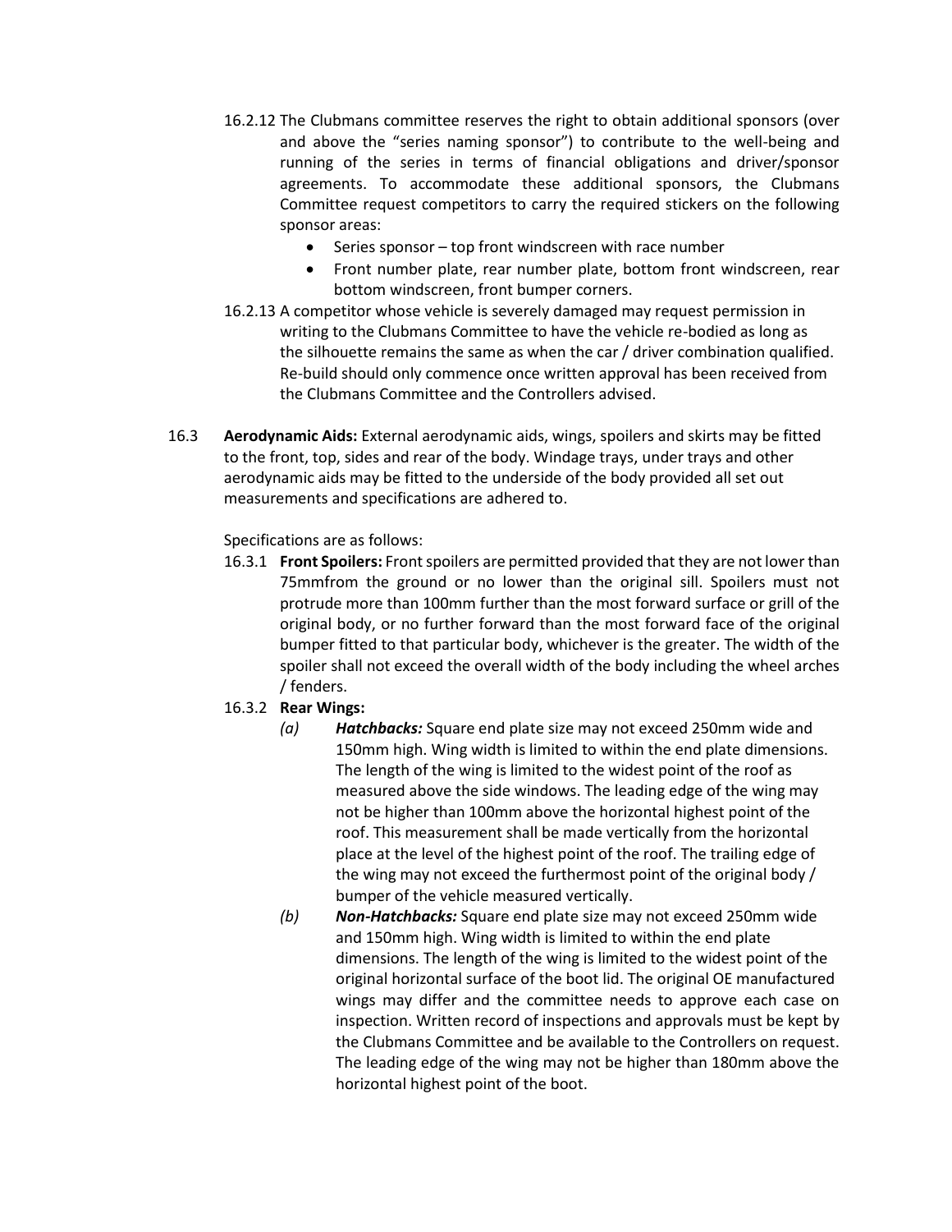16.2.12 The Clubmans committee reserves the right to obtain additional sponsors (over and above the "series naming sponsor") to contribute to the well-being and running of the series in terms of financial obligations and driver/sponsor agreements. To accommodate these additional sponsors, the Clubmans Committee request competitors to carry the required stickers on the following sponsor areas:

- Series sponsor – top front windscreen with race number
- Front number plate, rear number plate, bottom front windscreen, rear bottom windscreen, front bumper corners.

16.2.13 A competitor whose vehicle is severely damaged may request permission in writing to the Clubmans Committee to have the vehicle re-bodied as long as the silhouette remains the same as when the car / driver combination qualified. Re-build should only commence once written approval has been received from the Clubmans Committee and the Controllers advised.

16.3 **Aerodynamic Aids:** External aerodynamic aids, wings, spoilers and skirts may be fitted to the front, top, sides and rear of the body. Windage trays, under trays and other aerodynamic aids may be fitted to the underside of the body provided all set out measurements and specifications are adhered to.

Specifications are as follows:

16.3.1 **Front Spoilers:** Front spoilers are permitted provided that they are not lower than 75mmfrom the ground or no lower than the original sill. Spoilers must not protrude more than 100mm further than the most forward surface or grill of the original body, or no further forward than the most forward face of the original bumper fitted to that particular body, whichever is the greater. The width of the spoiler shall not exceed the overall width of the body including the wheel arches / fenders.

16.3.2 **Rear Wings:**

*(a)* ***Hatchbacks:*** Square end plate size may not exceed 250mm wide and 150mm high. Wing width is limited to within the end plate dimensions. The length of the wing is limited to the widest point of the roof as measured above the side windows. The leading edge of the wing may not be higher than 100mm above the horizontal highest point of the roof. This measurement shall be made vertically from the horizontal place at the level of the highest point of the roof. The trailing edge of the wing may not exceed the furthermost point of the original body / bumper of the vehicle measured vertically.

*(b)* ***Non-Hatchbacks:*** Square end plate size may not exceed 250mm wide and 150mm high. Wing width is limited to within the end plate dimensions. The length of the wing is limited to the widest point of the original horizontal surface of the boot lid. The original OE manufactured wings may differ and the committee needs to approve each case on inspection. Written record of inspections and approvals must be kept by the Clubmans Committee and be available to the Controllers on request. The leading edge of the wing may not be higher than 180mm above the horizontal highest point of the boot.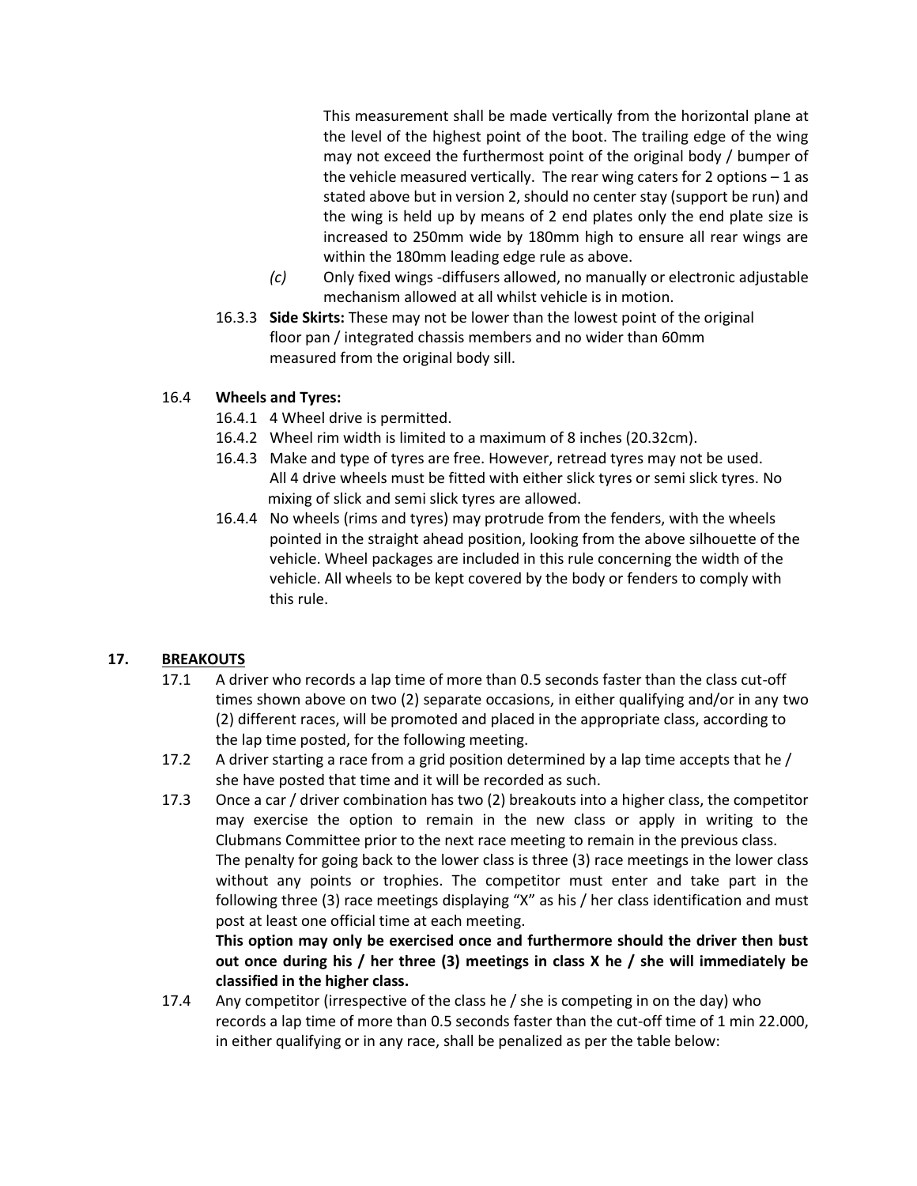This measurement shall be made vertically from the horizontal plane at the level of the highest point of the boot. The trailing edge of the wing may not exceed the furthermost point of the original body / bumper of the vehicle measured vertically. The rear wing caters for 2 options – 1 as stated above but in version 2, should no center stay (support be run) and the wing is held up by means of 2 end plates only the end plate size is increased to 250mm wide by 180mm high to ensure all rear wings are within the 180mm leading edge rule as above.

*(c)* Only fixed wings -diffusers allowed, no manually or electronic adjustable mechanism allowed at all whilst vehicle is in motion.

16.3.3 **Side Skirts:** These may not be lower than the lowest point of the original floor pan / integrated chassis members and no wider than 60mm measured from the original body sill.

16.4 **Wheels and Tyres:**

16.4.1 4 Wheel drive is permitted.

16.4.2 Wheel rim width is limited to a maximum of 8 inches (20.32cm).

16.4.3 Make and type of tyres are free. However, retread tyres may not be used. All 4 drive wheels must be fitted with either slick tyres or semi slick tyres. No mixing of slick and semi slick tyres are allowed.

16.4.4 No wheels (rims and tyres) may protrude from the fenders, with the wheels pointed in the straight ahead position, looking from the above silhouette of the vehicle. Wheel packages are included in this rule concerning the width of the vehicle. All wheels to be kept covered by the body or fenders to comply with this rule.

## 17. BREAKOUTS

17.1 A driver who records a lap time of more than 0.5 seconds faster than the class cut-off times shown above on two (2) separate occasions, in either qualifying and/or in any two (2) different races, will be promoted and placed in the appropriate class, according to the lap time posted, for the following meeting.

17.2 A driver starting a race from a grid position determined by a lap time accepts that he / she have posted that time and it will be recorded as such.

17.3 Once a car / driver combination has two (2) breakouts into a higher class, the competitor may exercise the option to remain in the new class or apply in writing to the Clubmans Committee prior to the next race meeting to remain in the previous class. The penalty for going back to the lower class is three (3) race meetings in the lower class without any points or trophies. The competitor must enter and take part in the following three (3) race meetings displaying "X" as his / her class identification and must post at least one official time at each meeting.
**This option may only be exercised once and furthermore should the driver then bust out once during his / her three (3) meetings in class X he / she will immediately be classified in the higher class.**

17.4 Any competitor (irrespective of the class he / she is competing in on the day) who records a lap time of more than 0.5 seconds faster than the cut-off time of 1 min 22.000, in either qualifying or in any race, shall be penalized as per the table below: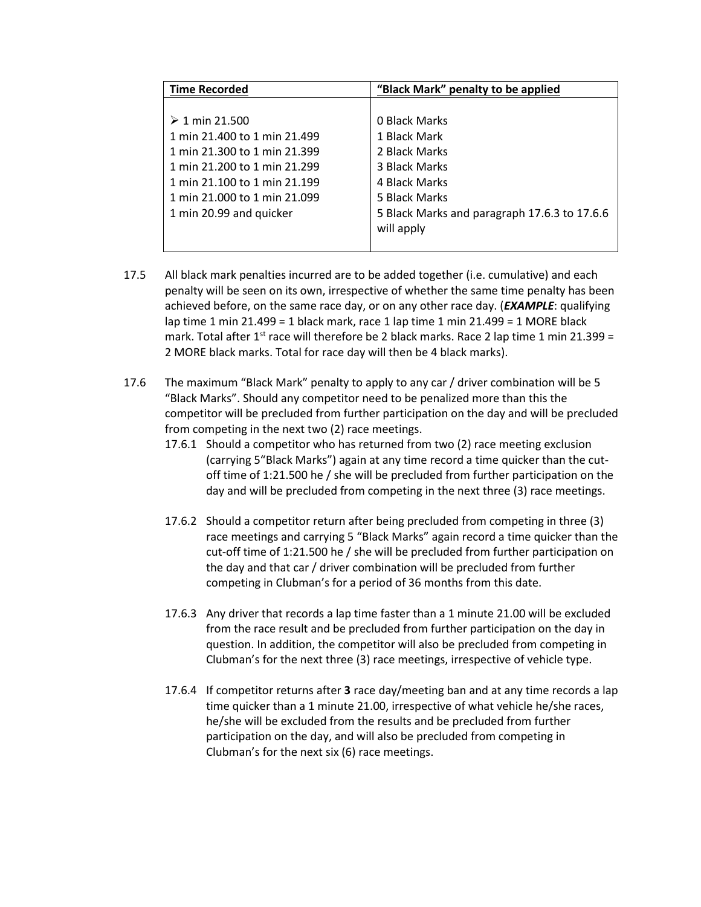| Time Recorded | "Black Mark" penalty to be applied |
|---|---|
| ➢ 1 min 21.500 | 0 Black Marks |
| 1 min 21.400 to 1 min 21.499 | 1 Black Mark |
| 1 min 21.300 to 1 min 21.399 | 2 Black Marks |
| 1 min 21.200 to 1 min 21.299 | 3 Black Marks |
| 1 min 21.100 to 1 min 21.199 | 4 Black Marks |
| 1 min 21.000 to 1 min 21.099 | 5 Black Marks |
| 1 min 20.99 and quicker | 5 Black Marks and paragraph 17.6.3 to 17.6.6 will apply |

17.5 All black mark penalties incurred are to be added together (i.e. cumulative) and each penalty will be seen on its own, irrespective of whether the same time penalty has been achieved before, on the same race day, or on any other race day. (***EXAMPLE***: qualifying lap time 1 min 21.499 = 1 black mark, race 1 lap time 1 min 21.499 = 1 MORE black mark. Total after 1st race will therefore be 2 black marks. Race 2 lap time 1 min 21.399 = 2 MORE black marks. Total for race day will then be 4 black marks).

17.6 The maximum "Black Mark" penalty to apply to any car / driver combination will be 5 "Black Marks". Should any competitor need to be penalized more than this the competitor will be precluded from further participation on the day and will be precluded from competing in the next two (2) race meetings.

17.6.1 Should a competitor who has returned from two (2) race meeting exclusion (carrying 5"Black Marks") again at any time record a time quicker than the cut-off time of 1:21.500 he / she will be precluded from further participation on the day and will be precluded from competing in the next three (3) race meetings.

17.6.2 Should a competitor return after being precluded from competing in three (3) race meetings and carrying 5 "Black Marks" again record a time quicker than the cut-off time of 1:21.500 he / she will be precluded from further participation on the day and that car / driver combination will be precluded from further competing in Clubman's for a period of 36 months from this date.

17.6.3 Any driver that records a lap time faster than a 1 minute 21.00 will be excluded from the race result and be precluded from further participation on the day in question. In addition, the competitor will also be precluded from competing in Clubman's for the next three (3) race meetings, irrespective of vehicle type.

17.6.4 If competitor returns after **3** race day/meeting ban and at any time records a lap time quicker than a 1 minute 21.00, irrespective of what vehicle he/she races, he/she will be excluded from the results and be precluded from further participation on the day, and will also be precluded from competing in Clubman's for the next six (6) race meetings.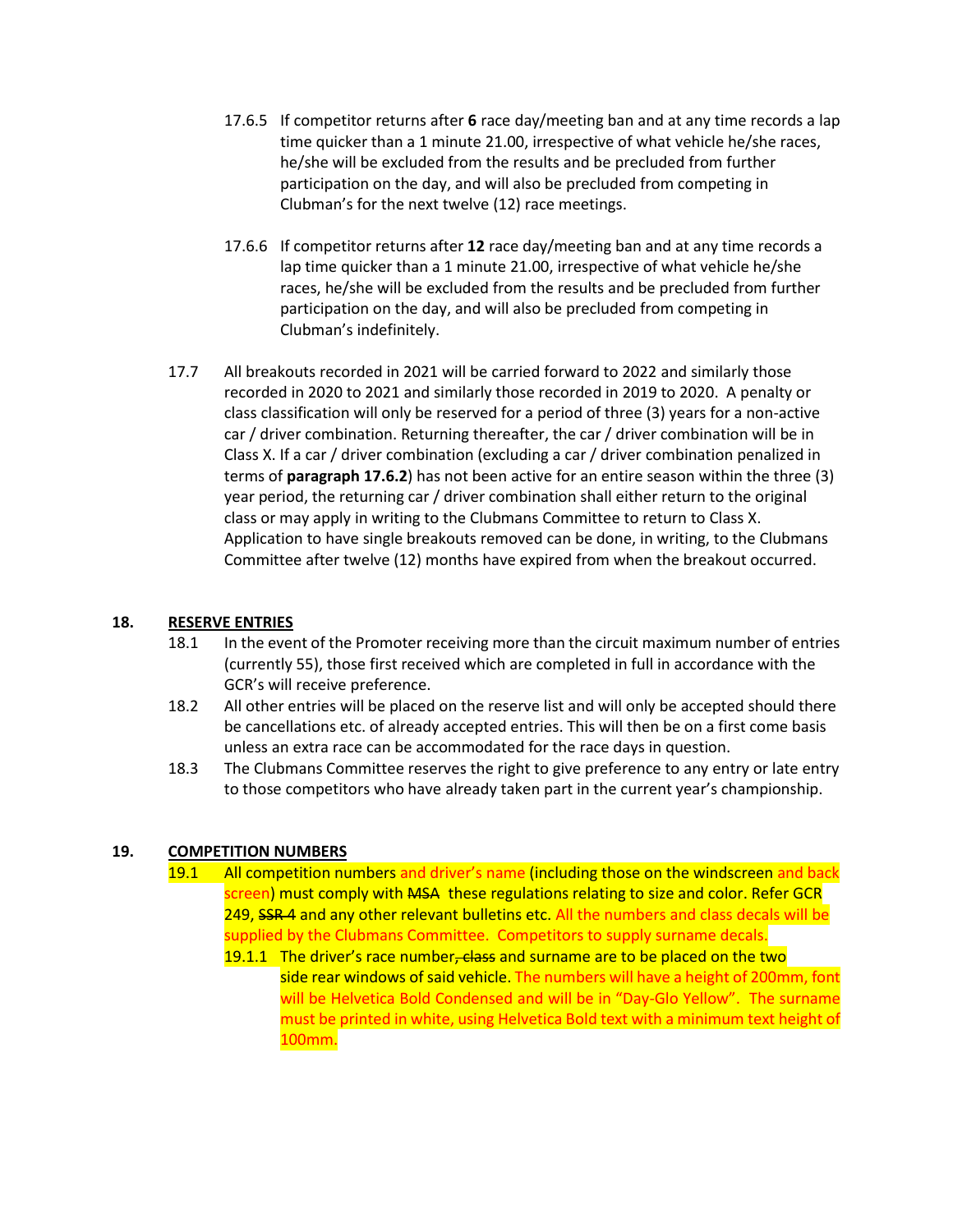17.6.5 If competitor returns after **6** race day/meeting ban and at any time records a lap time quicker than a 1 minute 21.00, irrespective of what vehicle he/she races, he/she will be excluded from the results and be precluded from further participation on the day, and will also be precluded from competing in Clubman's for the next twelve (12) race meetings.

17.6.6 If competitor returns after **12** race day/meeting ban and at any time records a lap time quicker than a 1 minute 21.00, irrespective of what vehicle he/she races, he/she will be excluded from the results and be precluded from further participation on the day, and will also be precluded from competing in Clubman's indefinitely.

17.7 All breakouts recorded in 2021 will be carried forward to 2022 and similarly those recorded in 2020 to 2021 and similarly those recorded in 2019 to 2020. A penalty or class classification will only be reserved for a period of three (3) years for a non-active car / driver combination. Returning thereafter, the car / driver combination will be in Class X. If a car / driver combination (excluding a car / driver combination penalized in terms of **paragraph 17.6.2**) has not been active for an entire season within the three (3) year period, the returning car / driver combination shall either return to the original class or may apply in writing to the Clubmans Committee to return to Class X. Application to have single breakouts removed can be done, in writing, to the Clubmans Committee after twelve (12) months have expired from when the breakout occurred.

## 18. RESERVE ENTRIES

18.1 In the event of the Promoter receiving more than the circuit maximum number of entries (currently 55), those first received which are completed in full in accordance with the GCR's will receive preference.

18.2 All other entries will be placed on the reserve list and will only be accepted should there be cancellations etc. of already accepted entries. This will then be on a first come basis unless an extra race can be accommodated for the race days in question.

18.3 The Clubmans Committee reserves the right to give preference to any entry or late entry to those competitors who have already taken part in the current year's championship.

## 19. COMPETITION NUMBERS

19.1 All competition numbers and driver's name (including those on the windscreen and back screen) must comply with ~~MSA~~ these regulations relating to size and color. Refer GCR 249, ~~SSR 4~~ and any other relevant bulletins etc. All the numbers and class decals will be supplied by the Clubmans Committee. Competitors to supply surname decals.

19.1.1 The driver's race number~~, class~~ and surname are to be placed on the two side rear windows of said vehicle. The numbers will have a height of 200mm, font will be Helvetica Bold Condensed and will be in "Day-Glo Yellow". The surname must be printed in white, using Helvetica Bold text with a minimum text height of 100mm.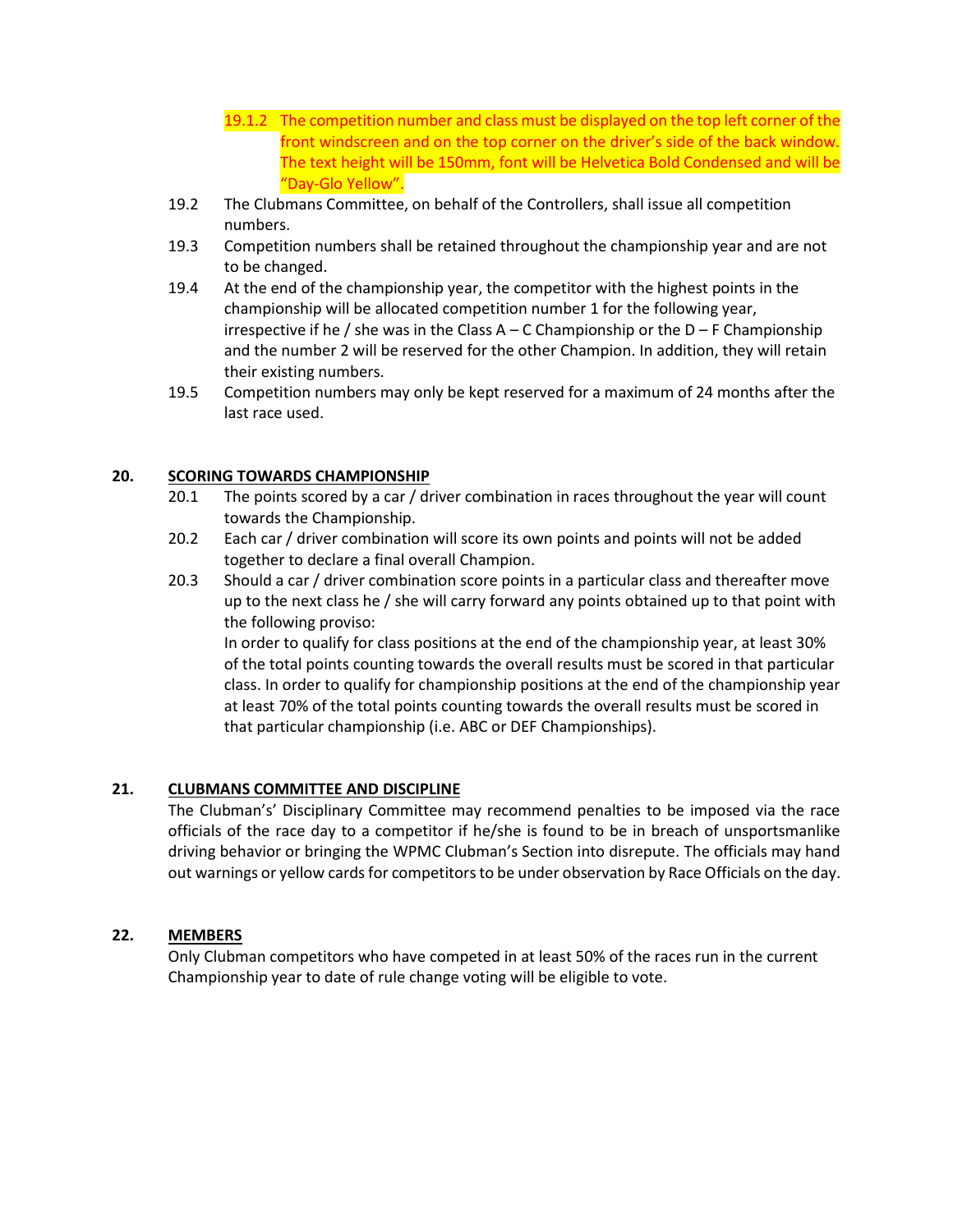19.1.2 The competition number and class must be displayed on the top left corner of the front windscreen and on the top corner on the driver's side of the back window. The text height will be 150mm, font will be Helvetica Bold Condensed and will be "Day-Glo Yellow".

19.2 The Clubmans Committee, on behalf of the Controllers, shall issue all competition numbers.

19.3 Competition numbers shall be retained throughout the championship year and are not to be changed.

19.4 At the end of the championship year, the competitor with the highest points in the championship will be allocated competition number 1 for the following year, irrespective if he / she was in the Class A – C Championship or the D – F Championship and the number 2 will be reserved for the other Champion. In addition, they will retain their existing numbers.

19.5 Competition numbers may only be kept reserved for a maximum of 24 months after the last race used.

## 20. SCORING TOWARDS CHAMPIONSHIP

20.1 The points scored by a car / driver combination in races throughout the year will count towards the Championship.

20.2 Each car / driver combination will score its own points and points will not be added together to declare a final overall Champion.

20.3 Should a car / driver combination score points in a particular class and thereafter move up to the next class he / she will carry forward any points obtained up to that point with the following proviso:

In order to qualify for class positions at the end of the championship year, at least 30% of the total points counting towards the overall results must be scored in that particular class. In order to qualify for championship positions at the end of the championship year at least 70% of the total points counting towards the overall results must be scored in that particular championship (i.e. ABC or DEF Championships).

## 21. CLUBMANS COMMITTEE AND DISCIPLINE

The Clubman's' Disciplinary Committee may recommend penalties to be imposed via the race officials of the race day to a competitor if he/she is found to be in breach of unsportsmanlike driving behavior or bringing the WPMC Clubman's Section into disrepute. The officials may hand out warnings or yellow cards for competitors to be under observation by Race Officials on the day.

## 22. MEMBERS

Only Clubman competitors who have competed in at least 50% of the races run in the current Championship year to date of rule change voting will be eligible to vote.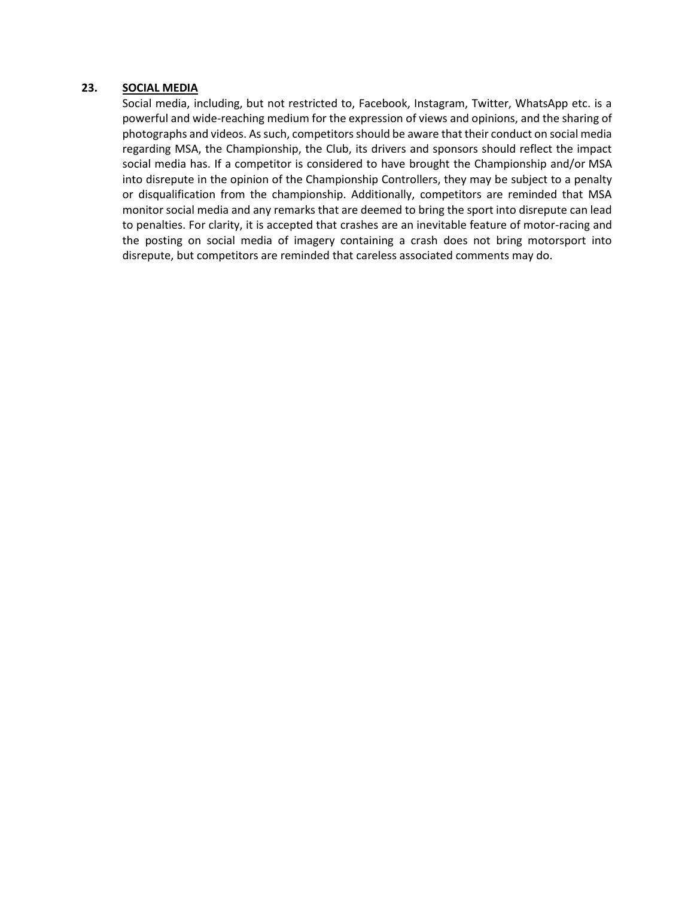## 23. SOCIAL MEDIA

Social media, including, but not restricted to, Facebook, Instagram, Twitter, WhatsApp etc. is a powerful and wide-reaching medium for the expression of views and opinions, and the sharing of photographs and videos. As such, competitors should be aware that their conduct on social media regarding MSA, the Championship, the Club, its drivers and sponsors should reflect the impact social media has. If a competitor is considered to have brought the Championship and/or MSA into disrepute in the opinion of the Championship Controllers, they may be subject to a penalty or disqualification from the championship. Additionally, competitors are reminded that MSA monitor social media and any remarks that are deemed to bring the sport into disrepute can lead to penalties. For clarity, it is accepted that crashes are an inevitable feature of motor-racing and the posting on social media of imagery containing a crash does not bring motorsport into disrepute, but competitors are reminded that careless associated comments may do.